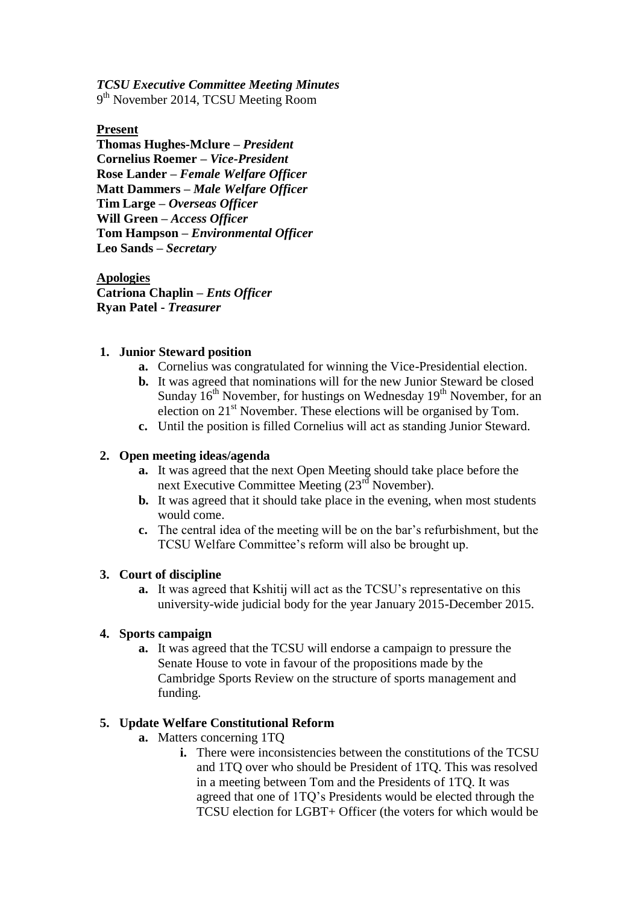***TCSU Executive Committee Meeting Minutes***
9th November 2014, TCSU Meeting Room

**Present**
**Thomas Hughes-Mclure –** ***President***
**Cornelius Roemer –** ***Vice-President***
**Rose Lander –** ***Female Welfare Officer***
**Matt Dammers –** ***Male Welfare Officer***
**Tim Large –** ***Overseas Officer***
**Will Green –** ***Access Officer***
**Tom Hampson –** ***Environmental Officer***
**Leo Sands –** ***Secretary***

**Apologies**
**Catriona Chaplin –** ***Ents Officer***
**Ryan Patel -** ***Treasurer***

1. **Junior Steward position**
   a. Cornelius was congratulated for winning the Vice-Presidential election.
   b. It was agreed that nominations will for the new Junior Steward be closed Sunday 16th November, for hustings on Wednesday 19th November, for an election on 21st November. These elections will be organised by Tom.
   c. Until the position is filled Cornelius will act as standing Junior Steward.

2. **Open meeting ideas/agenda**
   a. It was agreed that the next Open Meeting should take place before the next Executive Committee Meeting (23rd November).
   b. It was agreed that it should take place in the evening, when most students would come.
   c. The central idea of the meeting will be on the bar's refurbishment, but the TCSU Welfare Committee's reform will also be brought up.

3. **Court of discipline**
   a. It was agreed that Kshitij will act as the TCSU's representative on this university-wide judicial body for the year January 2015-December 2015.

4. **Sports campaign**
   a. It was agreed that the TCSU will endorse a campaign to pressure the Senate House to vote in favour of the propositions made by the Cambridge Sports Review on the structure of sports management and funding.

5. **Update Welfare Constitutional Reform**
   a. Matters concerning 1TQ
      i. There were inconsistencies between the constitutions of the TCSU and 1TQ over who should be President of 1TQ. This was resolved in a meeting between Tom and the Presidents of 1TQ. It was agreed that one of 1TQ's Presidents would be elected through the TCSU election for LGBT+ Officer (the voters for which would be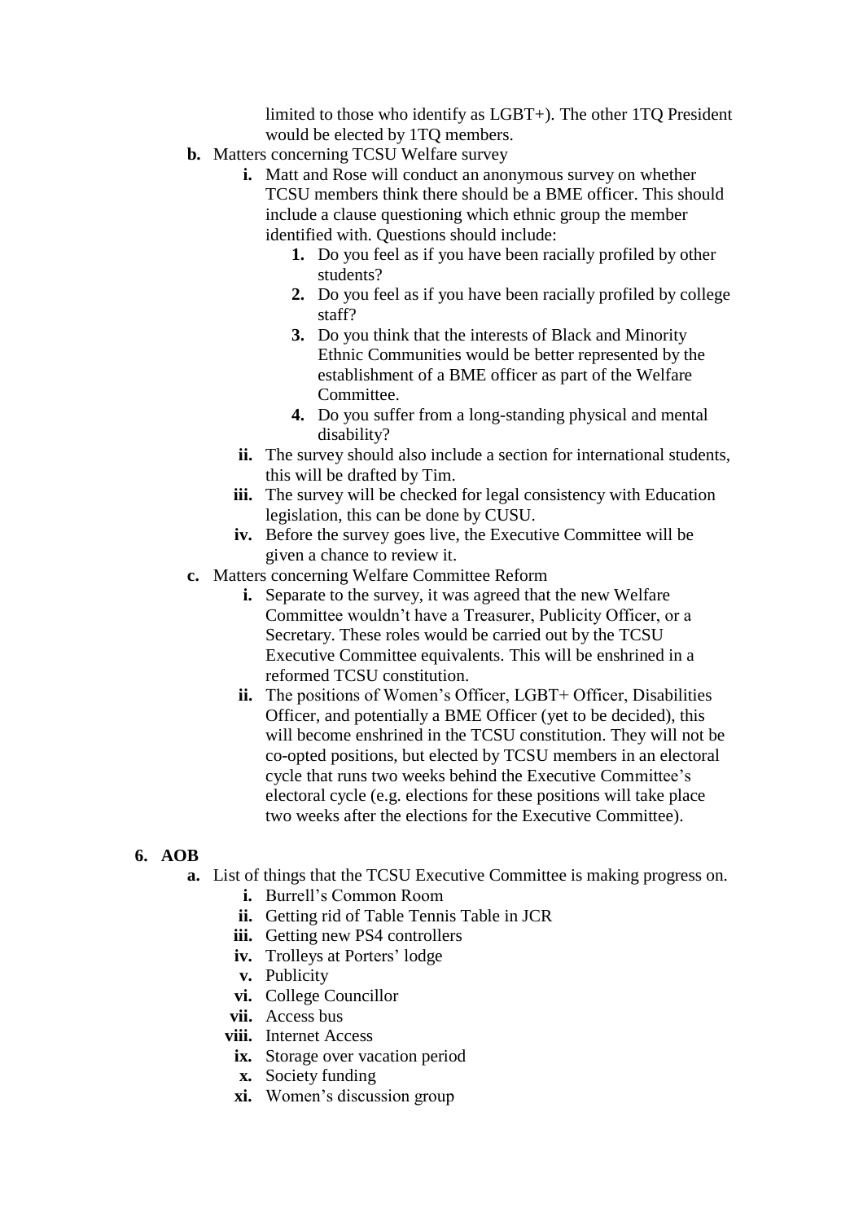limited to those who identify as LGBT+). The other 1TQ President would be elected by 1TQ members.

- **b.** Matters concerning TCSU Welfare survey
  - **i.** Matt and Rose will conduct an anonymous survey on whether TCSU members think there should be a BME officer. This should include a clause questioning which ethnic group the member identified with. Questions should include:
    1. Do you feel as if you have been racially profiled by other students?
    2. Do you feel as if you have been racially profiled by college staff?
    3. Do you think that the interests of Black and Minority Ethnic Communities would be better represented by the establishment of a BME officer as part of the Welfare Committee.
    4. Do you suffer from a long-standing physical and mental disability?
  - **ii.** The survey should also include a section for international students, this will be drafted by Tim.
  - **iii.** The survey will be checked for legal consistency with Education legislation, this can be done by CUSU.
  - **iv.** Before the survey goes live, the Executive Committee will be given a chance to review it.
- **c.** Matters concerning Welfare Committee Reform
  - **i.** Separate to the survey, it was agreed that the new Welfare Committee wouldn't have a Treasurer, Publicity Officer, or a Secretary. These roles would be carried out by the TCSU Executive Committee equivalents. This will be enshrined in a reformed TCSU constitution.
  - **ii.** The positions of Women's Officer, LGBT+ Officer, Disabilities Officer, and potentially a BME Officer (yet to be decided), this will become enshrined in the TCSU constitution. They will not be co-opted positions, but elected by TCSU members in an electoral cycle that runs two weeks behind the Executive Committee's electoral cycle (e.g. elections for these positions will take place two weeks after the elections for the Executive Committee).

**6. AOB**

- **a.** List of things that the TCSU Executive Committee is making progress on.
  - **i.** Burrell's Common Room
  - **ii.** Getting rid of Table Tennis Table in JCR
  - **iii.** Getting new PS4 controllers
  - **iv.** Trolleys at Porters' lodge
  - **v.** Publicity
  - **vi.** College Councillor
  - **vii.** Access bus
  - **viii.** Internet Access
  - **ix.** Storage over vacation period
  - **x.** Society funding
  - **xi.** Women's discussion group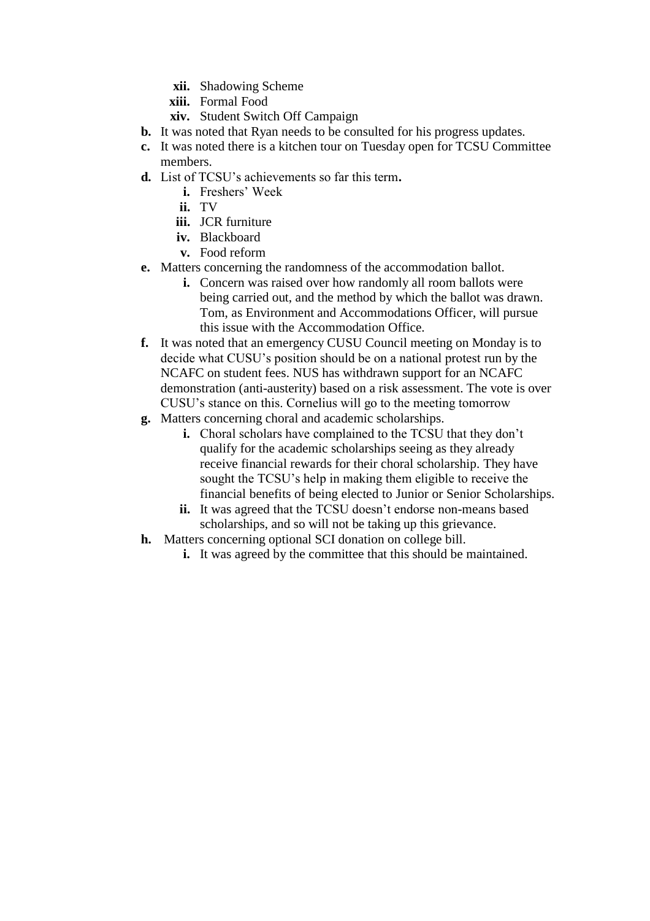xii. Shadowing Scheme
   xiii. Formal Food
   xiv. Student Switch Off Campaign

**b.** It was noted that Ryan needs to be consulted for his progress updates.

**c.** It was noted there is a kitchen tour on Tuesday open for TCSU Committee members.

**d.** List of TCSU's achievements so far this term.
   i. Freshers' Week
   ii. TV
   iii. JCR furniture
   iv. Blackboard
   v. Food reform

**e.** Matters concerning the randomness of the accommodation ballot.
   i. Concern was raised over how randomly all room ballots were being carried out, and the method by which the ballot was drawn. Tom, as Environment and Accommodations Officer, will pursue this issue with the Accommodation Office.

**f.** It was noted that an emergency CUSU Council meeting on Monday is to decide what CUSU's position should be on a national protest run by the NCAFC on student fees. NUS has withdrawn support for an NCAFC demonstration (anti-austerity) based on a risk assessment. The vote is over CUSU's stance on this. Cornelius will go to the meeting tomorrow

**g.** Matters concerning choral and academic scholarships.
   i. Choral scholars have complained to the TCSU that they don't qualify for the academic scholarships seeing as they already receive financial rewards for their choral scholarship. They have sought the TCSU's help in making them eligible to receive the financial benefits of being elected to Junior or Senior Scholarships.
   ii. It was agreed that the TCSU doesn't endorse non-means based scholarships, and so will not be taking up this grievance.

**h.** Matters concerning optional SCI donation on college bill.
   i. It was agreed by the committee that this should be maintained.